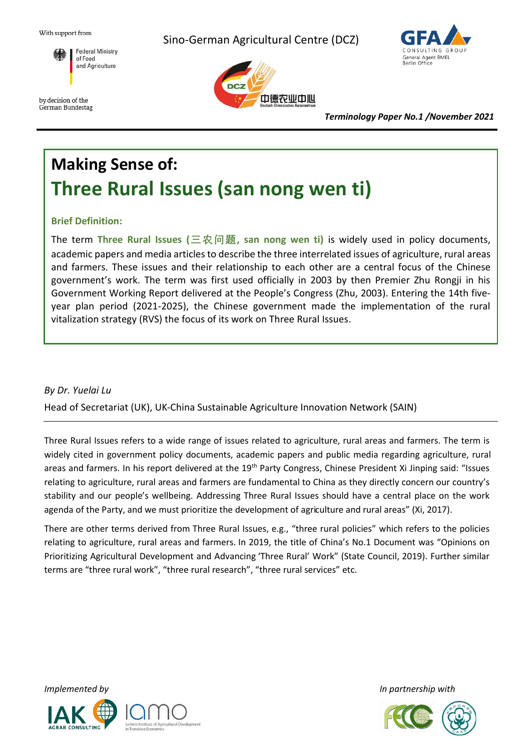With support from

Federal Ministry of Food and Agriculture

by decision of the German Bundestag

Sino-German Agricultural Centre (DCZ)

GFA CONSULTING GROUP General Agent BMEL Berlin Office

*Terminology Paper No.1 /November 2021*

# Making Sense of: Three Rural Issues (san nong wen ti)

### Brief Definition:

The term **Three Rural Issues (三农问题, san nong wen ti)** is widely used in policy documents, academic papers and media articles to describe the three interrelated issues of agriculture, rural areas and farmers. These issues and their relationship to each other are a central focus of the Chinese government's work. The term was first used officially in 2003 by then Premier Zhu Rongji in his Government Working Report delivered at the People's Congress (Zhu, 2003). Entering the 14th five-year plan period (2021-2025), the Chinese government made the implementation of the rural vitalization strategy (RVS) the focus of its work on Three Rural Issues.

*By Dr. Yuelai Lu*

Head of Secretariat (UK), UK-China Sustainable Agriculture Innovation Network (SAIN)

---

Three Rural Issues refers to a wide range of issues related to agriculture, rural areas and farmers. The term is widely cited in government policy documents, academic papers and public media regarding agriculture, rural areas and farmers. In his report delivered at the 19th Party Congress, Chinese President Xi Jinping said: "Issues relating to agriculture, rural areas and farmers are fundamental to China as they directly concern our country's stability and our people's wellbeing. Addressing Three Rural Issues should have a central place on the work agenda of the Party, and we must prioritize the development of agriculture and rural areas" (Xi, 2017).

There are other terms derived from Three Rural Issues, e.g., "three rural policies" which refers to the policies relating to agriculture, rural areas and farmers. In 2019, the title of China's No.1 Document was "Opinions on Prioritizing Agricultural Development and Advancing 'Three Rural' Work" (State Council, 2019). Further similar terms are "three rural work", "three rural research", "three rural services" etc.

*Implemented by*

IAK AGRAR CONSULTING

iamo Leibniz Institute of Agricultural Development in Transition Economies

*In partnership with*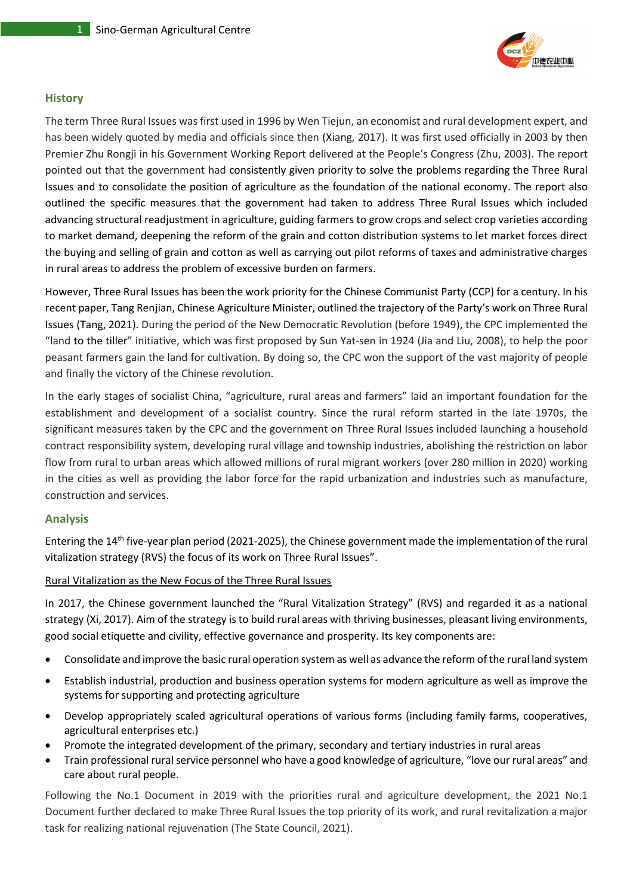## History

The term Three Rural Issues was first used in 1996 by Wen Tiejun, an economist and rural development expert, and has been widely quoted by media and officials since then (Xiang, 2017). It was first used officially in 2003 by then Premier Zhu Rongji in his Government Working Report delivered at the People's Congress (Zhu, 2003). The report pointed out that the government had consistently given priority to solve the problems regarding the Three Rural Issues and to consolidate the position of agriculture as the foundation of the national economy. The report also outlined the specific measures that the government had taken to address Three Rural Issues which included advancing structural readjustment in agriculture, guiding farmers to grow crops and select crop varieties according to market demand, deepening the reform of the grain and cotton distribution systems to let market forces direct the buying and selling of grain and cotton as well as carrying out pilot reforms of taxes and administrative charges in rural areas to address the problem of excessive burden on farmers.

However, Three Rural Issues has been the work priority for the Chinese Communist Party (CCP) for a century. In his recent paper, Tang Renjian, Chinese Agriculture Minister, outlined the trajectory of the Party's work on Three Rural Issues (Tang, 2021). During the period of the New Democratic Revolution (before 1949), the CPC implemented the "land to the tiller" initiative, which was first proposed by Sun Yat-sen in 1924 (Jia and Liu, 2008), to help the poor peasant farmers gain the land for cultivation. By doing so, the CPC won the support of the vast majority of people and finally the victory of the Chinese revolution.

In the early stages of socialist China, "agriculture, rural areas and farmers" laid an important foundation for the establishment and development of a socialist country. Since the rural reform started in the late 1970s, the significant measures taken by the CPC and the government on Three Rural Issues included launching a household contract responsibility system, developing rural village and township industries, abolishing the restriction on labor flow from rural to urban areas which allowed millions of rural migrant workers (over 280 million in 2020) working in the cities as well as providing the labor force for the rapid urbanization and industries such as manufacture, construction and services.

## Analysis

Entering the 14th five-year plan period (2021-2025), the Chinese government made the implementation of the rural vitalization strategy (RVS) the focus of its work on Three Rural Issues".

### Rural Vitalization as the New Focus of the Three Rural Issues

In 2017, the Chinese government launched the "Rural Vitalization Strategy" (RVS) and regarded it as a national strategy (Xi, 2017). Aim of the strategy is to build rural areas with thriving businesses, pleasant living environments, good social etiquette and civility, effective governance and prosperity. Its key components are:

- Consolidate and improve the basic rural operation system as well as advance the reform of the rural land system
- Establish industrial, production and business operation systems for modern agriculture as well as improve the systems for supporting and protecting agriculture
- Develop appropriately scaled agricultural operations of various forms (including family farms, cooperatives, agricultural enterprises etc.)
- Promote the integrated development of the primary, secondary and tertiary industries in rural areas
- Train professional rural service personnel who have a good knowledge of agriculture, "love our rural areas" and care about rural people.

Following the No.1 Document in 2019 with the priorities rural and agriculture development, the 2021 No.1 Document further declared to make Three Rural Issues the top priority of its work, and rural revitalization a major task for realizing national rejuvenation (The State Council, 2021).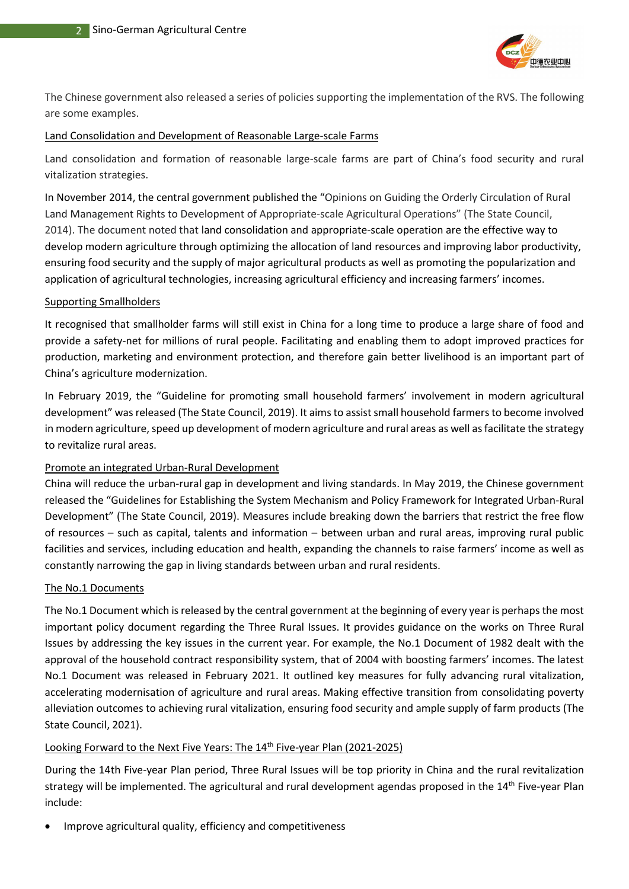The Chinese government also released a series of policies supporting the implementation of the RVS. The following are some examples.

## Land Consolidation and Development of Reasonable Large-scale Farms

Land consolidation and formation of reasonable large-scale farms are part of China's food security and rural vitalization strategies.

In November 2014, the central government published the "Opinions on Guiding the Orderly Circulation of Rural Land Management Rights to Development of Appropriate-scale Agricultural Operations" (The State Council, 2014). The document noted that land consolidation and appropriate-scale operation are the effective way to develop modern agriculture through optimizing the allocation of land resources and improving labor productivity, ensuring food security and the supply of major agricultural products as well as promoting the popularization and application of agricultural technologies, increasing agricultural efficiency and increasing farmers' incomes.

## Supporting Smallholders

It recognised that smallholder farms will still exist in China for a long time to produce a large share of food and provide a safety-net for millions of rural people. Facilitating and enabling them to adopt improved practices for production, marketing and environment protection, and therefore gain better livelihood is an important part of China's agriculture modernization.

In February 2019, the "Guideline for promoting small household farmers' involvement in modern agricultural development" was released (The State Council, 2019). It aims to assist small household farmers to become involved in modern agriculture, speed up development of modern agriculture and rural areas as well as facilitate the strategy to revitalize rural areas.

## Promote an integrated Urban-Rural Development

China will reduce the urban-rural gap in development and living standards. In May 2019, the Chinese government released the "Guidelines for Establishing the System Mechanism and Policy Framework for Integrated Urban-Rural Development" (The State Council, 2019). Measures include breaking down the barriers that restrict the free flow of resources – such as capital, talents and information – between urban and rural areas, improving rural public facilities and services, including education and health, expanding the channels to raise farmers' income as well as constantly narrowing the gap in living standards between urban and rural residents.

## The No.1 Documents

The No.1 Document which is released by the central government at the beginning of every year is perhaps the most important policy document regarding the Three Rural Issues. It provides guidance on the works on Three Rural Issues by addressing the key issues in the current year. For example, the No.1 Document of 1982 dealt with the approval of the household contract responsibility system, that of 2004 with boosting farmers' incomes. The latest No.1 Document was released in February 2021. It outlined key measures for fully advancing rural vitalization, accelerating modernisation of agriculture and rural areas. Making effective transition from consolidating poverty alleviation outcomes to achieving rural vitalization, ensuring food security and ample supply of farm products (The State Council, 2021).

## Looking Forward to the Next Five Years: The 14th Five-year Plan (2021-2025)

During the 14th Five-year Plan period, Three Rural Issues will be top priority in China and the rural revitalization strategy will be implemented. The agricultural and rural development agendas proposed in the 14th Five-year Plan include:

- Improve agricultural quality, efficiency and competitiveness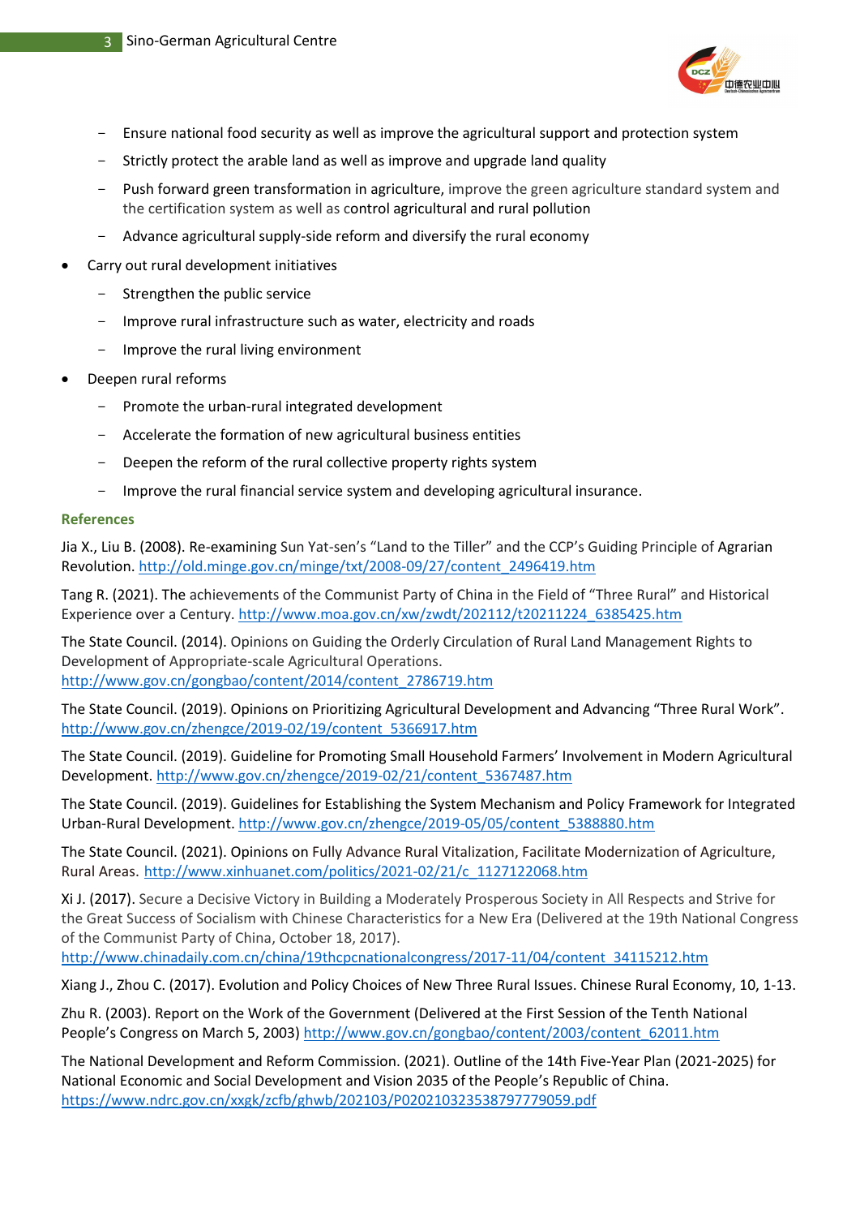- Ensure national food security as well as improve the agricultural support and protection system
  - Strictly protect the arable land as well as improve and upgrade land quality
  - Push forward green transformation in agriculture, improve the green agriculture standard system and the certification system as well as control agricultural and rural pollution
  - Advance agricultural supply-side reform and diversify the rural economy
- Carry out rural development initiatives
  - Strengthen the public service
  - Improve rural infrastructure such as water, electricity and roads
  - Improve the rural living environment
- Deepen rural reforms
  - Promote the urban-rural integrated development
  - Accelerate the formation of new agricultural business entities
  - Deepen the reform of the rural collective property rights system
  - Improve the rural financial service system and developing agricultural insurance.

### References

Jia X., Liu B. (2008). Re-examining Sun Yat-sen's "Land to the Tiller" and the CCP's Guiding Principle of Agrarian Revolution. http://old.minge.gov.cn/minge/txt/2008-09/27/content_2496419.htm

Tang R. (2021). The achievements of the Communist Party of China in the Field of "Three Rural" and Historical Experience over a Century. http://www.moa.gov.cn/xw/zwdt/202112/t20211224_6385425.htm

The State Council. (2014). Opinions on Guiding the Orderly Circulation of Rural Land Management Rights to Development of Appropriate-scale Agricultural Operations. http://www.gov.cn/gongbao/content/2014/content_2786719.htm

The State Council. (2019). Opinions on Prioritizing Agricultural Development and Advancing "Three Rural Work". http://www.gov.cn/zhengce/2019-02/19/content_5366917.htm

The State Council. (2019). Guideline for Promoting Small Household Farmers' Involvement in Modern Agricultural Development. http://www.gov.cn/zhengce/2019-02/21/content_5367487.htm

The State Council. (2019). Guidelines for Establishing the System Mechanism and Policy Framework for Integrated Urban-Rural Development. http://www.gov.cn/zhengce/2019-05/05/content_5388880.htm

The State Council. (2021). Opinions on Fully Advance Rural Vitalization, Facilitate Modernization of Agriculture, Rural Areas. http://www.xinhuanet.com/politics/2021-02/21/c_1127122068.htm

Xi J. (2017). Secure a Decisive Victory in Building a Moderately Prosperous Society in All Respects and Strive for the Great Success of Socialism with Chinese Characteristics for a New Era (Delivered at the 19th National Congress of the Communist Party of China, October 18, 2017). http://www.chinadaily.com.cn/china/19thcpcnationalcongress/2017-11/04/content_34115212.htm

Xiang J., Zhou C. (2017). Evolution and Policy Choices of New Three Rural Issues. Chinese Rural Economy, 10, 1-13.

Zhu R. (2003). Report on the Work of the Government (Delivered at the First Session of the Tenth National People's Congress on March 5, 2003) http://www.gov.cn/gongbao/content/2003/content_62011.htm

The National Development and Reform Commission. (2021). Outline of the 14th Five-Year Plan (2021-2025) for National Economic and Social Development and Vision 2035 of the People's Republic of China. https://www.ndrc.gov.cn/xxgk/zcfb/ghwb/202103/P020210323538797779059.pdf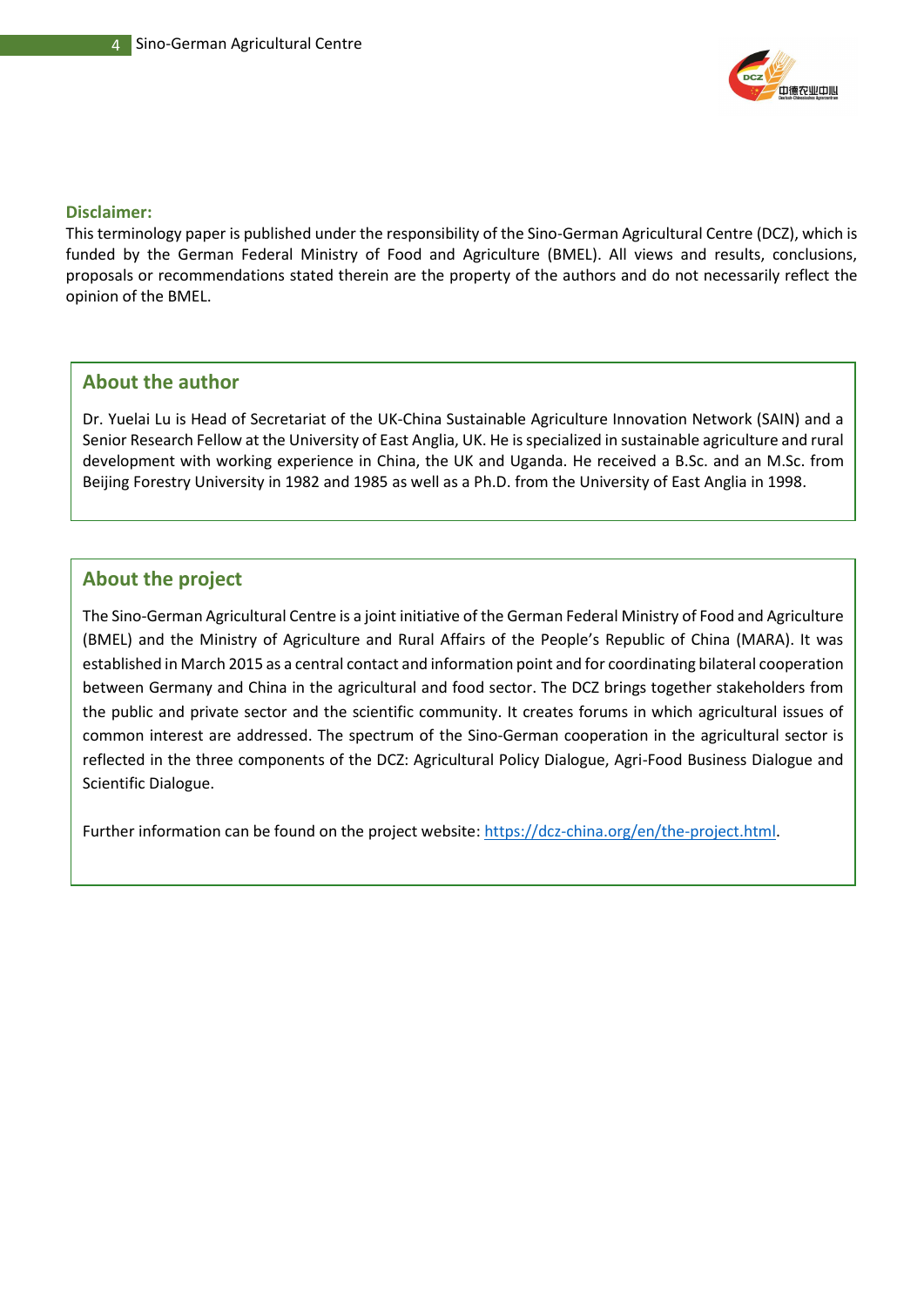**Disclaimer:**

This terminology paper is published under the responsibility of the Sino-German Agricultural Centre (DCZ), which is funded by the German Federal Ministry of Food and Agriculture (BMEL). All views and results, conclusions, proposals or recommendations stated therein are the property of the authors and do not necessarily reflect the opinion of the BMEL.

## About the author

Dr. Yuelai Lu is Head of Secretariat of the UK-China Sustainable Agriculture Innovation Network (SAIN) and a Senior Research Fellow at the University of East Anglia, UK. He is specialized in sustainable agriculture and rural development with working experience in China, the UK and Uganda. He received a B.Sc. and an M.Sc. from Beijing Forestry University in 1982 and 1985 as well as a Ph.D. from the University of East Anglia in 1998.

## About the project

The Sino-German Agricultural Centre is a joint initiative of the German Federal Ministry of Food and Agriculture (BMEL) and the Ministry of Agriculture and Rural Affairs of the People's Republic of China (MARA). It was established in March 2015 as a central contact and information point and for coordinating bilateral cooperation between Germany and China in the agricultural and food sector. The DCZ brings together stakeholders from the public and private sector and the scientific community. It creates forums in which agricultural issues of common interest are addressed. The spectrum of the Sino-German cooperation in the agricultural sector is reflected in the three components of the DCZ: Agricultural Policy Dialogue, Agri-Food Business Dialogue and Scientific Dialogue.

Further information can be found on the project website: [https://dcz-china.org/en/the-project.html](https://dcz-china.org/en/the-project.html).